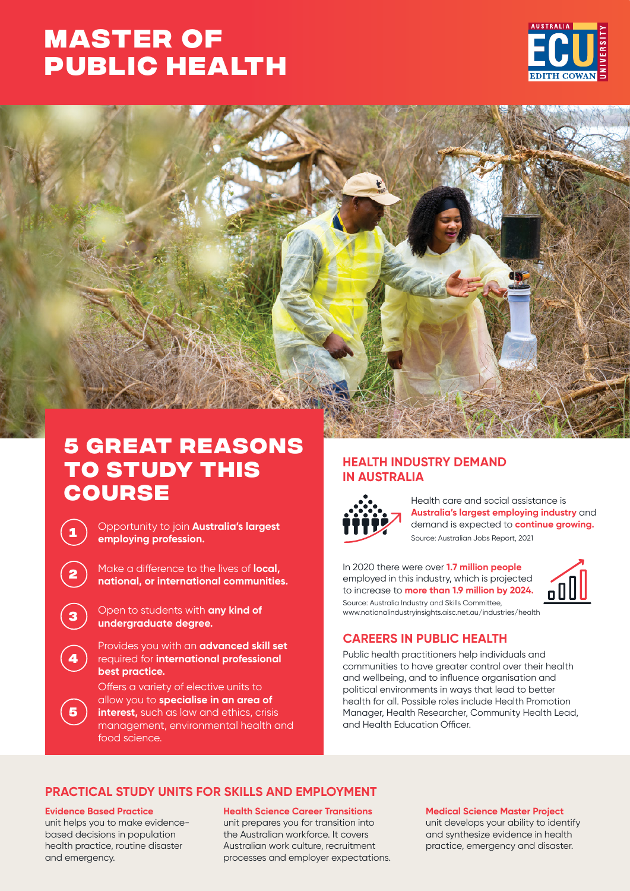# MASTER OF PUBLIC HEALTH

## 5 GREAT REASONS TO STUDY THIS COURSE

1. Opportunity to join **Australia's largest employing profession.**
2. Make a difference to the lives of **local, national, or international communities.**
3. Open to students with **any kind of undergraduate degree.**
4. Provides you with an **advanced skill set** required for **international professional best practice.**
5. Offers a variety of elective units to allow you to **specialise in an area of interest,** such as law and ethics, crisis management, environmental health and food science.

## HEALTH INDUSTRY DEMAND IN AUSTRALIA

Health care and social assistance is **Australia's largest employing industry** and demand is expected to **continue growing.**

Source: Australian Jobs Report, 2021

In 2020 there were over **1.7 million people** employed in this industry, which is projected to increase to **more than 1.9 million by 2024.**

Source: Australia Industry and Skills Committee, www.nationalindustryinsights.aisc.net.au/industries/health

## CAREERS IN PUBLIC HEALTH

Public health practitioners help individuals and communities to have greater control over their health and wellbeing, and to influence organisation and political environments in ways that lead to better health for all. Possible roles include Health Promotion Manager, Health Researcher, Community Health Lead, and Health Education Officer.

## PRACTICAL STUDY UNITS FOR SKILLS AND EMPLOYMENT

**Evidence Based Practice**
unit helps you to make evidence-based decisions in population health practice, routine disaster and emergency.

**Health Science Career Transitions**
unit prepares you for transition into the Australian workforce. It covers Australian work culture, recruitment processes and employer expectations.

**Medical Science Master Project**
unit develops your ability to identify and synthesize evidence in health practice, emergency and disaster.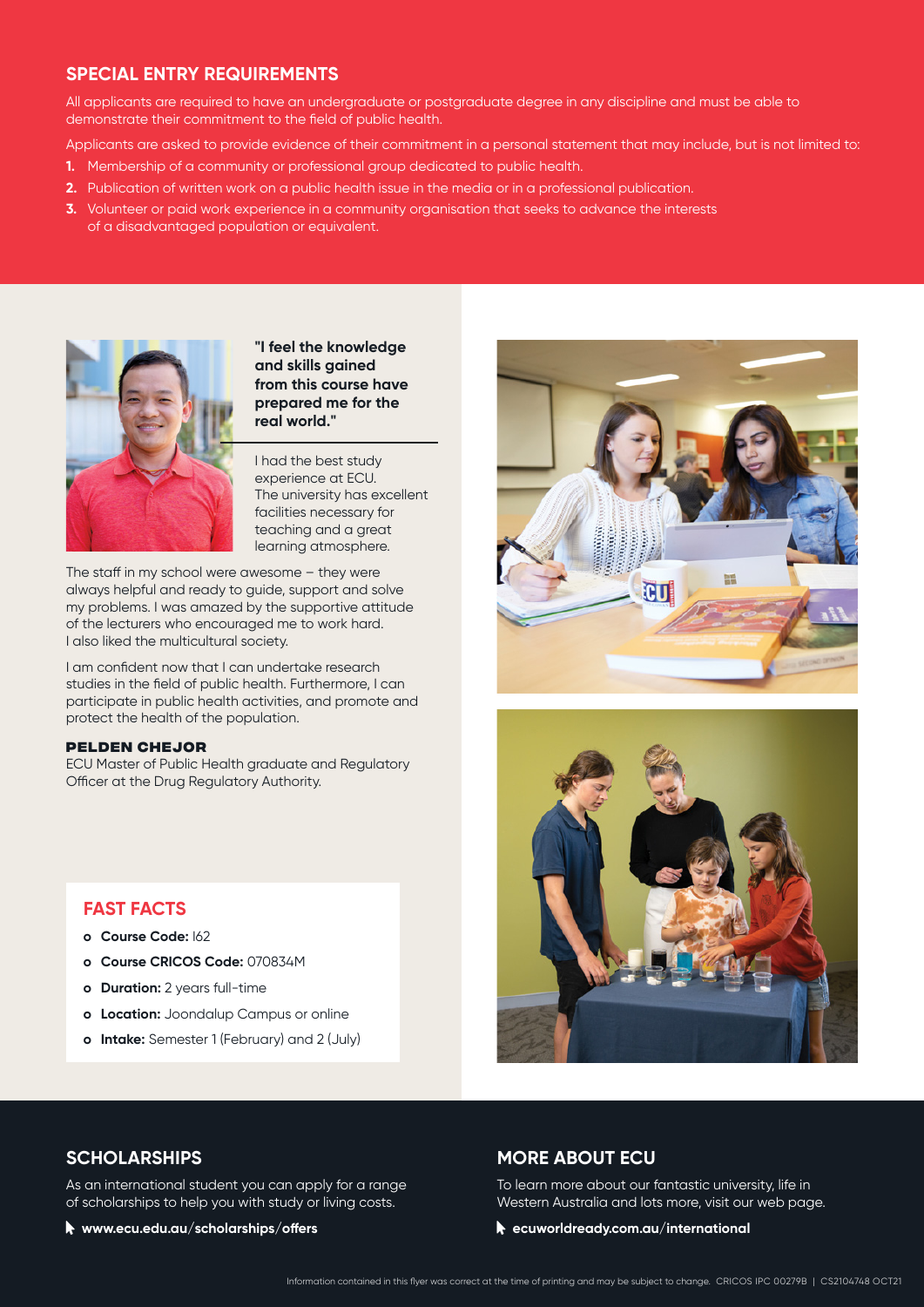## SPECIAL ENTRY REQUIREMENTS

All applicants are required to have an undergraduate or postgraduate degree in any discipline and must be able to demonstrate their commitment to the field of public health.

Applicants are asked to provide evidence of their commitment in a personal statement that may include, but is not limited to:

1. Membership of a community or professional group dedicated to public health.
2. Publication of written work on a public health issue in the media or in a professional publication.
3. Volunteer or paid work experience in a community organisation that seeks to advance the interests of a disadvantaged population or equivalent.

**"I feel the knowledge and skills gained from this course have prepared me for the real world."**

I had the best study experience at ECU. The university has excellent facilities necessary for teaching and a great learning atmosphere.

The staff in my school were awesome – they were always helpful and ready to guide, support and solve my problems. I was amazed by the supportive attitude of the lecturers who encouraged me to work hard. I also liked the multicultural society.

I am confident now that I can undertake research studies in the field of public health. Furthermore, I can participate in public health activities, and promote and protect the health of the population.

**PELDEN CHEJOR**
ECU Master of Public Health graduate and Regulatory Officer at the Drug Regulatory Authority.

## FAST FACTS

- **Course Code:** I62
- **Course CRICOS Code:** 070834M
- **Duration:** 2 years full-time
- **Location:** Joondalup Campus or online
- **Intake:** Semester 1 (February) and 2 (July)

## SCHOLARSHIPS

As an international student you can apply for a range of scholarships to help you with study or living costs.

**www.ecu.edu.au/scholarships/offers**

## MORE ABOUT ECU

To learn more about our fantastic university, life in Western Australia and lots more, visit our web page.

**ecuworldready.com.au/international**

Information contained in this flyer was correct at the time of printing and may be subject to change. CRICOS IPC 00279B | CS2104748 OCT21